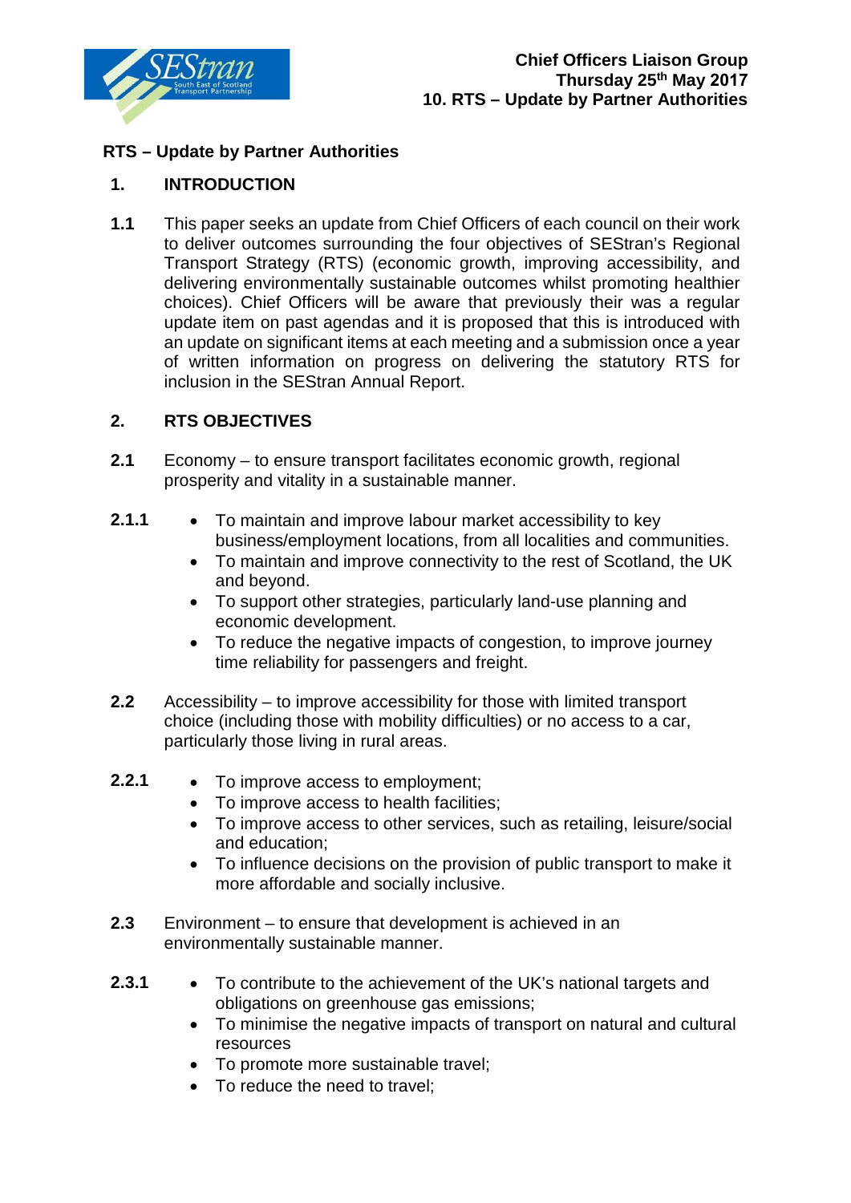**Chief Officers Liaison Group**
**Thursday 25th May 2017**
**10. RTS – Update by Partner Authorities**

# RTS – Update by Partner Authorities

## 1. INTRODUCTION

**1.1** This paper seeks an update from Chief Officers of each council on their work to deliver outcomes surrounding the four objectives of SEStran's Regional Transport Strategy (RTS) (economic growth, improving accessibility, and delivering environmentally sustainable outcomes whilst promoting healthier choices). Chief Officers will be aware that previously their was a regular update item on past agendas and it is proposed that this is introduced with an update on significant items at each meeting and a submission once a year of written information on progress on delivering the statutory RTS for inclusion in the SEStran Annual Report.

## 2. RTS OBJECTIVES

**2.1** Economy – to ensure transport facilitates economic growth, regional prosperity and vitality in a sustainable manner.

**2.1.1**

- To maintain and improve labour market accessibility to key business/employment locations, from all localities and communities.
- To maintain and improve connectivity to the rest of Scotland, the UK and beyond.
- To support other strategies, particularly land-use planning and economic development.
- To reduce the negative impacts of congestion, to improve journey time reliability for passengers and freight.

**2.2** Accessibility – to improve accessibility for those with limited transport choice (including those with mobility difficulties) or no access to a car, particularly those living in rural areas.

**2.2.1**

- To improve access to employment;
- To improve access to health facilities;
- To improve access to other services, such as retailing, leisure/social and education;
- To influence decisions on the provision of public transport to make it more affordable and socially inclusive.

**2.3** Environment – to ensure that development is achieved in an environmentally sustainable manner.

**2.3.1**

- To contribute to the achievement of the UK's national targets and obligations on greenhouse gas emissions;
- To minimise the negative impacts of transport on natural and cultural resources
- To promote more sustainable travel;
- To reduce the need to travel;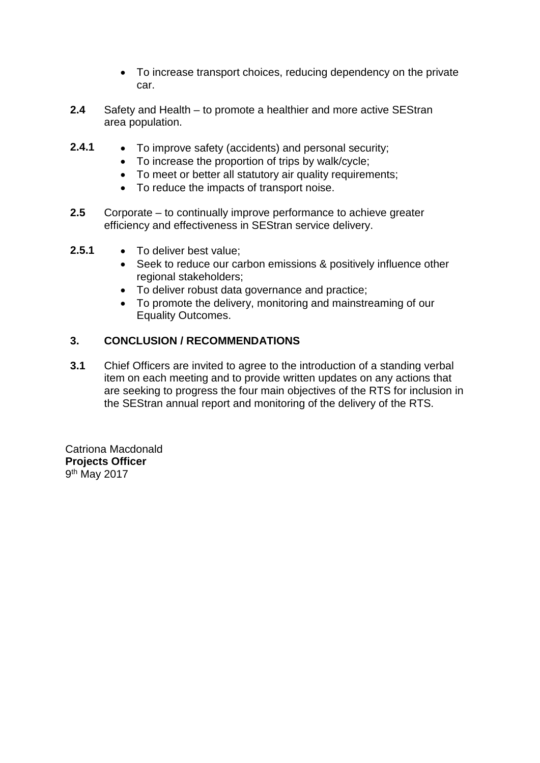- To increase transport choices, reducing dependency on the private car.

**2.4** Safety and Health – to promote a healthier and more active SEStran area population.

**2.4.1**

- To improve safety (accidents) and personal security;
- To increase the proportion of trips by walk/cycle;
- To meet or better all statutory air quality requirements;
- To reduce the impacts of transport noise.

**2.5** Corporate – to continually improve performance to achieve greater efficiency and effectiveness in SEStran service delivery.

**2.5.1**

- To deliver best value;
- Seek to reduce our carbon emissions & positively influence other regional stakeholders;
- To deliver robust data governance and practice;
- To promote the delivery, monitoring and mainstreaming of our Equality Outcomes.

## 3. CONCLUSION / RECOMMENDATIONS

**3.1** Chief Officers are invited to agree to the introduction of a standing verbal item on each meeting and to provide written updates on any actions that are seeking to progress the four main objectives of the RTS for inclusion in the SEStran annual report and monitoring of the delivery of the RTS.

Catriona Macdonald
**Projects Officer**
9th May 2017